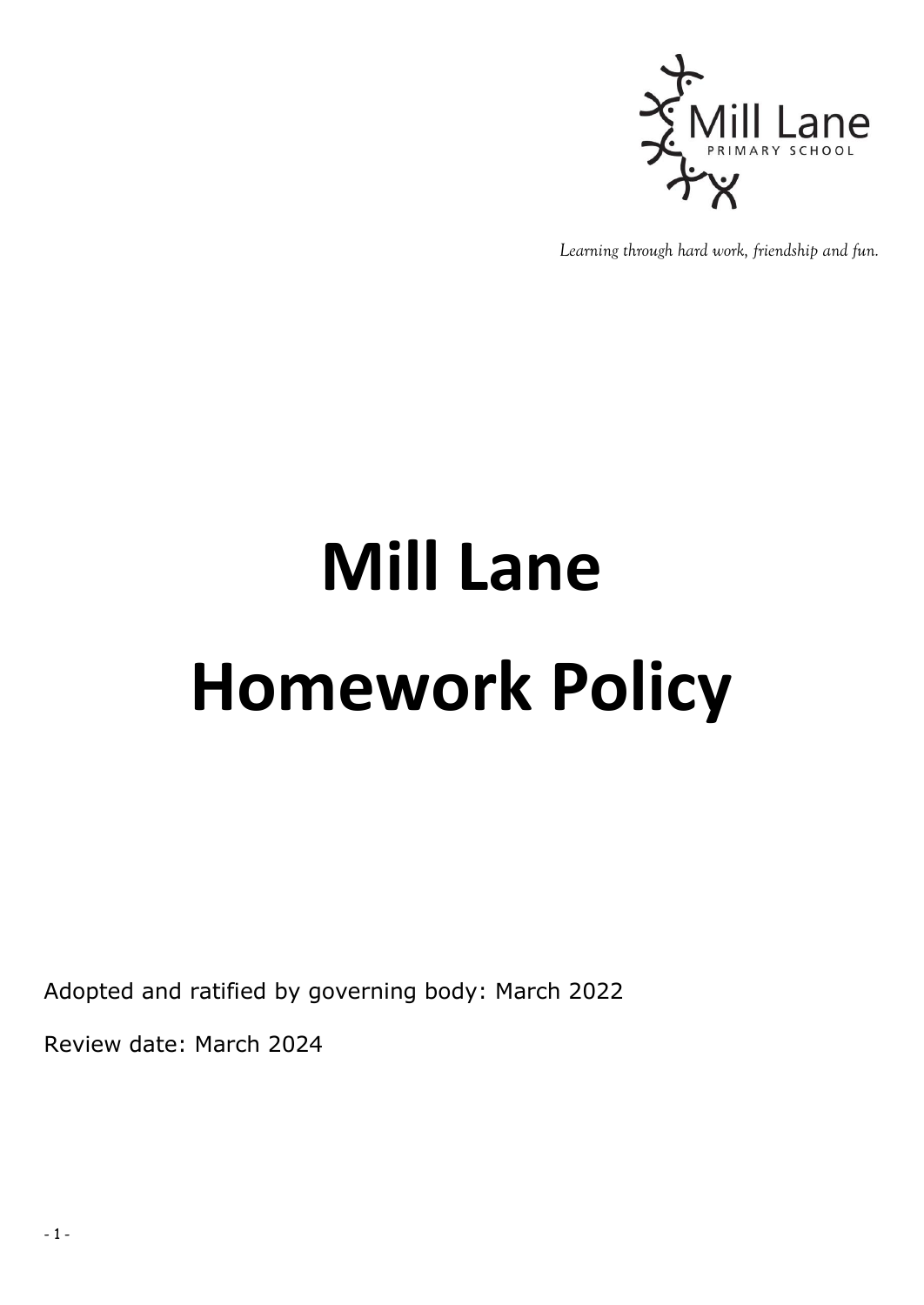Mill Lane

PRIMARY SCHOOL

*Learning through hard work, friendship and fun.*

# Mill Lane Homework Policy

Adopted and ratified by governing body: March 2022

Review date: March 2024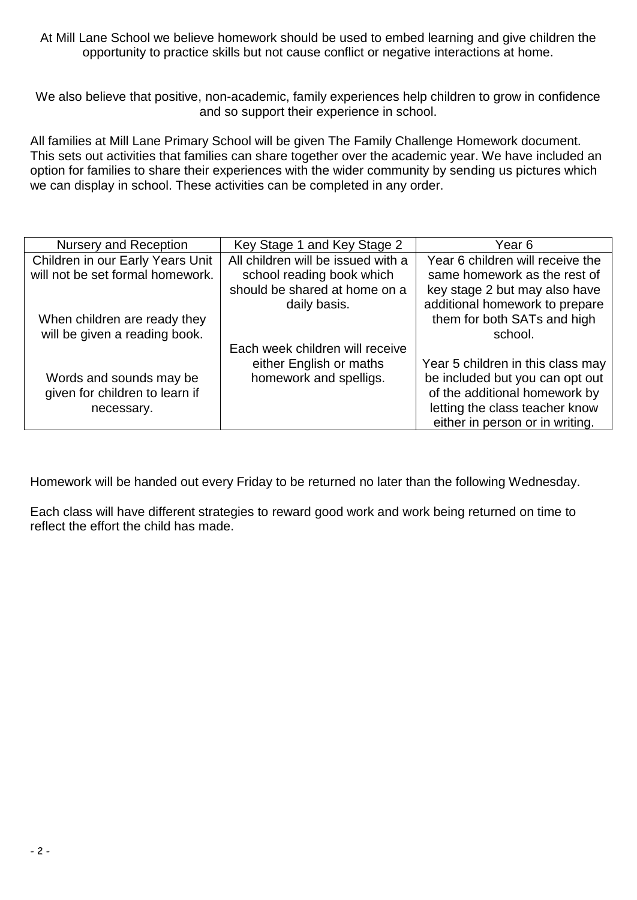At Mill Lane School we believe homework should be used to embed learning and give children the opportunity to practice skills but not cause conflict or negative interactions at home.

We also believe that positive, non-academic, family experiences help children to grow in confidence and so support their experience in school.

All families at Mill Lane Primary School will be given The Family Challenge Homework document. This sets out activities that families can share together over the academic year. We have included an option for families to share their experiences with the wider community by sending us pictures which we can display in school. These activities can be completed in any order.

| Nursery and Reception | Key Stage 1 and Key Stage 2 | Year 6 |
|---|---|---|
| Children in our Early Years Unit will not be set formal homework.<br><br>When children are ready they will be given a reading book.<br><br>Words and sounds may be given for children to learn if necessary. | All children will be issued with a school reading book which should be shared at home on a daily basis.<br><br>Each week children will receive either English or maths homework and spelligs. | Year 6 children will receive the same homework as the rest of key stage 2 but may also have additional homework to prepare them for both SATs and high school.<br><br>Year 5 children in this class may be included but you can opt out of the additional homework by letting the class teacher know either in person or in writing. |

Homework will be handed out every Friday to be returned no later than the following Wednesday.

Each class will have different strategies to reward good work and work being returned on time to reflect the effort the child has made.